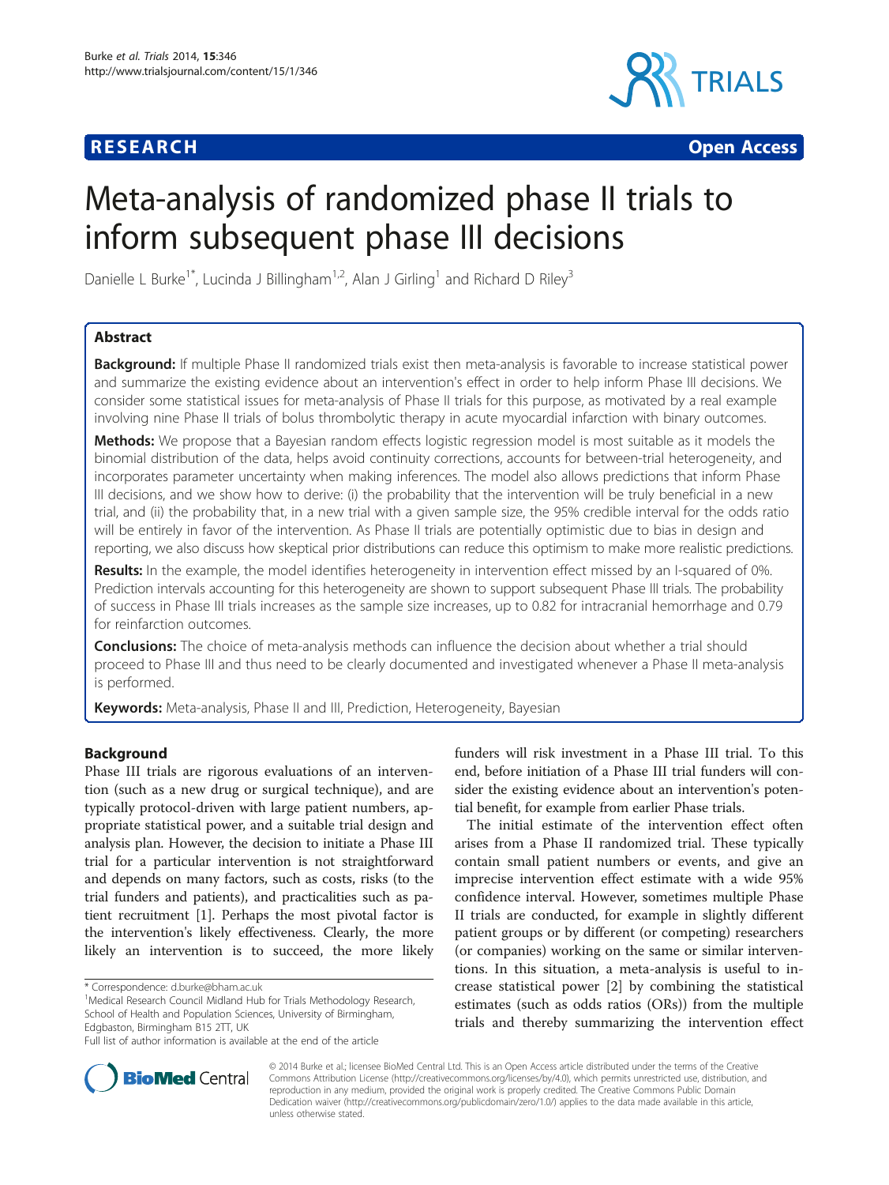**RESEARCH** **Open Access**

# Meta-analysis of randomized phase II trials to inform subsequent phase III decisions

Danielle L Burke[1*], Lucinda J Billingham[1,2], Alan J Girling[1] and Richard D Riley[3]

## Abstract

**Background:** If multiple Phase II randomized trials exist then meta-analysis is favorable to increase statistical power and summarize the existing evidence about an intervention's effect in order to help inform Phase III decisions. We consider some statistical issues for meta-analysis of Phase II trials for this purpose, as motivated by a real example involving nine Phase II trials of bolus thrombolytic therapy in acute myocardial infarction with binary outcomes.

**Methods:** We propose that a Bayesian random effects logistic regression model is most suitable as it models the binomial distribution of the data, helps avoid continuity corrections, accounts for between-trial heterogeneity, and incorporates parameter uncertainty when making inferences. The model also allows predictions that inform Phase III decisions, and we show how to derive: (i) the probability that the intervention will be truly beneficial in a new trial, and (ii) the probability that, in a new trial with a given sample size, the 95% credible interval for the odds ratio will be entirely in favor of the intervention. As Phase II trials are potentially optimistic due to bias in design and reporting, we also discuss how skeptical prior distributions can reduce this optimism to make more realistic predictions.

**Results:** In the example, the model identifies heterogeneity in intervention effect missed by an I-squared of 0%. Prediction intervals accounting for this heterogeneity are shown to support subsequent Phase III trials. The probability of success in Phase III trials increases as the sample size increases, up to 0.82 for intracranial hemorrhage and 0.79 for reinfarction outcomes.

**Conclusions:** The choice of meta-analysis methods can influence the decision about whether a trial should proceed to Phase III and thus need to be clearly documented and investigated whenever a Phase II meta-analysis is performed.

**Keywords:** Meta-analysis, Phase II and III, Prediction, Heterogeneity, Bayesian

## Background

Phase III trials are rigorous evaluations of an intervention (such as a new drug or surgical technique), and are typically protocol-driven with large patient numbers, appropriate statistical power, and a suitable trial design and analysis plan. However, the decision to initiate a Phase III trial for a particular intervention is not straightforward and depends on many factors, such as costs, risks (to the trial funders and patients), and practicalities such as patient recruitment [1]. Perhaps the most pivotal factor is the intervention's likely effectiveness. Clearly, the more likely an intervention is to succeed, the more likely funders will risk investment in a Phase III trial. To this end, before initiation of a Phase III trial funders will consider the existing evidence about an intervention's potential benefit, for example from earlier Phase trials.

The initial estimate of the intervention effect often arises from a Phase II randomized trial. These typically contain small patient numbers or events, and give an imprecise intervention effect estimate with a wide 95% confidence interval. However, sometimes multiple Phase II trials are conducted, for example in slightly different patient groups or by different (or competing) researchers (or companies) working on the same or similar interventions. In this situation, a meta-analysis is useful to increase statistical power [2] by combining the statistical estimates (such as odds ratios (ORs)) from the multiple trials and thereby summarizing the intervention effect

\* Correspondence: d.burke@bham.ac.uk
[1]Medical Research Council Midland Hub for Trials Methodology Research, School of Health and Population Sciences, University of Birmingham, Edgbaston, Birmingham B15 2TT, UK
Full list of author information is available at the end of the article

© 2014 Burke et al.; licensee BioMed Central Ltd. This is an Open Access article distributed under the terms of the Creative Commons Attribution License (http://creativecommons.org/licenses/by/4.0), which permits unrestricted use, distribution, and reproduction in any medium, provided the original work is properly credited. The Creative Commons Public Domain Dedication waiver (http://creativecommons.org/publicdomain/zero/1.0/) applies to the data made available in this article, unless otherwise stated.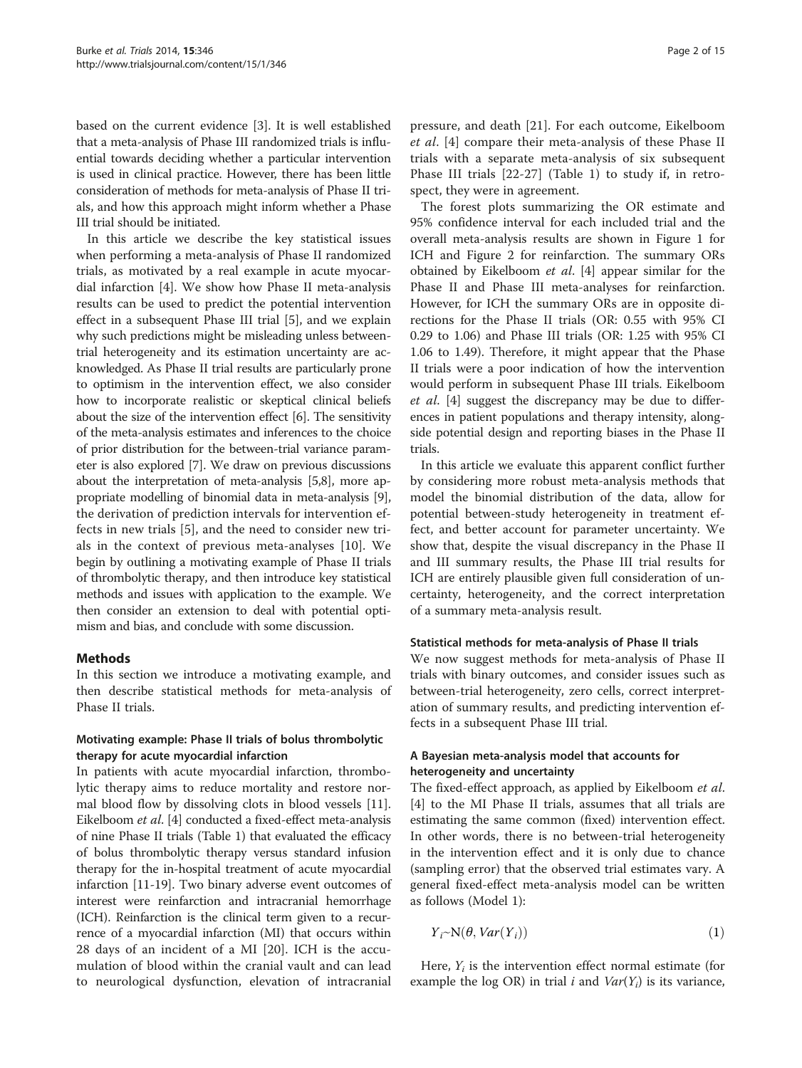based on the current evidence [3]. It is well established that a meta-analysis of Phase III randomized trials is influential towards deciding whether a particular intervention is used in clinical practice. However, there has been little consideration of methods for meta-analysis of Phase II trials, and how this approach might inform whether a Phase III trial should be initiated.

In this article we describe the key statistical issues when performing a meta-analysis of Phase II randomized trials, as motivated by a real example in acute myocardial infarction [4]. We show how Phase II meta-analysis results can be used to predict the potential intervention effect in a subsequent Phase III trial [5], and we explain why such predictions might be misleading unless between-trial heterogeneity and its estimation uncertainty are acknowledged. As Phase II trial results are particularly prone to optimism in the intervention effect, we also consider how to incorporate realistic or skeptical clinical beliefs about the size of the intervention effect [6]. The sensitivity of the meta-analysis estimates and inferences to the choice of prior distribution for the between-trial variance parameter is also explored [7]. We draw on previous discussions about the interpretation of meta-analysis [5,8], more appropriate modelling of binomial data in meta-analysis [9], the derivation of prediction intervals for intervention effects in new trials [5], and the need to consider new trials in the context of previous meta-analyses [10]. We begin by outlining a motivating example of Phase II trials of thrombolytic therapy, and then introduce key statistical methods and issues with application to the example. We then consider an extension to deal with potential optimism and bias, and conclude with some discussion.

## Methods

In this section we introduce a motivating example, and then describe statistical methods for meta-analysis of Phase II trials.

### Motivating example: Phase II trials of bolus thrombolytic therapy for acute myocardial infarction

In patients with acute myocardial infarction, thrombolytic therapy aims to reduce mortality and restore normal blood flow by dissolving clots in blood vessels [11]. Eikelboom *et al*. [4] conducted a fixed-effect meta-analysis of nine Phase II trials (Table 1) that evaluated the efficacy of bolus thrombolytic therapy versus standard infusion therapy for the in-hospital treatment of acute myocardial infarction [11-19]. Two binary adverse event outcomes of interest were reinfarction and intracranial hemorrhage (ICH). Reinfarction is the clinical term given to a recurrence of a myocardial infarction (MI) that occurs within 28 days of an incident of a MI [20]. ICH is the accumulation of blood within the cranial vault and can lead to neurological dysfunction, elevation of intracranial pressure, and death [21]. For each outcome, Eikelboom *et al*. [4] compare their meta-analysis of these Phase II trials with a separate meta-analysis of six subsequent Phase III trials [22-27] (Table 1) to study if, in retrospect, they were in agreement.

The forest plots summarizing the OR estimate and 95% confidence interval for each included trial and the overall meta-analysis results are shown in Figure 1 for ICH and Figure 2 for reinfarction. The summary ORs obtained by Eikelboom *et al*. [4] appear similar for the Phase II and Phase III meta-analyses for reinfarction. However, for ICH the summary ORs are in opposite directions for the Phase II trials (OR: 0.55 with 95% CI 0.29 to 1.06) and Phase III trials (OR: 1.25 with 95% CI 1.06 to 1.49). Therefore, it might appear that the Phase II trials were a poor indication of how the intervention would perform in subsequent Phase III trials. Eikelboom *et al*. [4] suggest the discrepancy may be due to differences in patient populations and therapy intensity, alongside potential design and reporting biases in the Phase II trials.

In this article we evaluate this apparent conflict further by considering more robust meta-analysis methods that model the binomial distribution of the data, allow for potential between-study heterogeneity in treatment effect, and better account for parameter uncertainty. We show that, despite the visual discrepancy in the Phase II and III summary results, the Phase III trial results for ICH are entirely plausible given full consideration of uncertainty, heterogeneity, and the correct interpretation of a summary meta-analysis result.

### Statistical methods for meta-analysis of Phase II trials

We now suggest methods for meta-analysis of Phase II trials with binary outcomes, and consider issues such as between-trial heterogeneity, zero cells, correct interpretation of summary results, and predicting intervention effects in a subsequent Phase III trial.

### A Bayesian meta-analysis model that accounts for heterogeneity and uncertainty

The fixed-effect approach, as applied by Eikelboom *et al*. [4] to the MI Phase II trials, assumes that all trials are estimating the same common (fixed) intervention effect. In other words, there is no between-trial heterogeneity in the intervention effect and it is only due to chance (sampling error) that the observed trial estimates vary. A general fixed-effect meta-analysis model can be written as follows (Model 1):

$$Y_i \sim \mathrm{N}(\theta, Var(Y_i)) \tag{1}$$

Here, $Y_i$ is the intervention effect normal estimate (for example the log OR) in trial $i$ and $Var(Y_i)$ is its variance,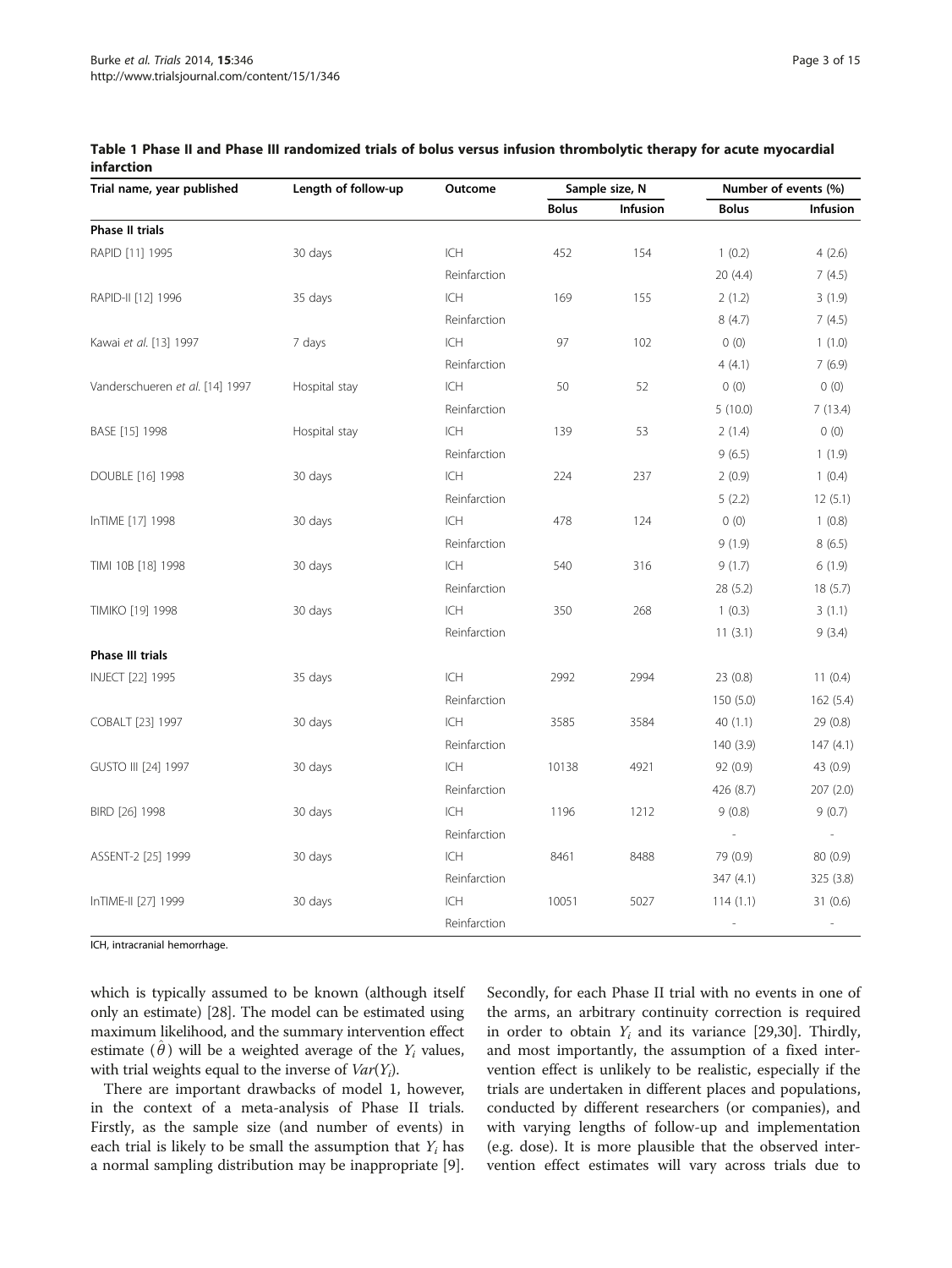**Table 1 Phase II and Phase III randomized trials of bolus versus infusion thrombolytic therapy for acute myocardial infarction**

| Trial name, year published | Length of follow-up | Outcome | Sample size, N | | Number of events (%) | |
|---|---|---|---|---|---|---|
| | | | Bolus | Infusion | Bolus | Infusion |
| **Phase II trials** | | | | | | |
| RAPID [11] 1995 | 30 days | ICH | 452 | 154 | 1 (0.2) | 4 (2.6) |
| | | Reinfarction | | | 20 (4.4) | 7 (4.5) |
| RAPID-II [12] 1996 | 35 days | ICH | 169 | 155 | 2 (1.2) | 3 (1.9) |
| | | Reinfarction | | | 8 (4.7) | 7 (4.5) |
| Kawai *et al.* [13] 1997 | 7 days | ICH | 97 | 102 | 0 (0) | 1 (1.0) |
| | | Reinfarction | | | 4 (4.1) | 7 (6.9) |
| Vanderschueren *et al.* [14] 1997 | Hospital stay | ICH | 50 | 52 | 0 (0) | 0 (0) |
| | | Reinfarction | | | 5 (10.0) | 7 (13.4) |
| BASE [15] 1998 | Hospital stay | ICH | 139 | 53 | 2 (1.4) | 0 (0) |
| | | Reinfarction | | | 9 (6.5) | 1 (1.9) |
| DOUBLE [16] 1998 | 30 days | ICH | 224 | 237 | 2 (0.9) | 1 (0.4) |
| | | Reinfarction | | | 5 (2.2) | 12 (5.1) |
| InTIME [17] 1998 | 30 days | ICH | 478 | 124 | 0 (0) | 1 (0.8) |
| | | Reinfarction | | | 9 (1.9) | 8 (6.5) |
| TIMI 10B [18] 1998 | 30 days | ICH | 540 | 316 | 9 (1.7) | 6 (1.9) |
| | | Reinfarction | | | 28 (5.2) | 18 (5.7) |
| TIMIKO [19] 1998 | 30 days | ICH | 350 | 268 | 1 (0.3) | 3 (1.1) |
| | | Reinfarction | | | 11 (3.1) | 9 (3.4) |
| **Phase III trials** | | | | | | |
| INJECT [22] 1995 | 35 days | ICH | 2992 | 2994 | 23 (0.8) | 11 (0.4) |
| | | Reinfarction | | | 150 (5.0) | 162 (5.4) |
| COBALT [23] 1997 | 30 days | ICH | 3585 | 3584 | 40 (1.1) | 29 (0.8) |
| | | Reinfarction | | | 140 (3.9) | 147 (4.1) |
| GUSTO III [24] 1997 | 30 days | ICH | 10138 | 4921 | 92 (0.9) | 43 (0.9) |
| | | Reinfarction | | | 426 (8.7) | 207 (2.0) |
| BIRD [26] 1998 | 30 days | ICH | 1196 | 1212 | 9 (0.8) | 9 (0.7) |
| | | Reinfarction | | | - | - |
| ASSENT-2 [25] 1999 | 30 days | ICH | 8461 | 8488 | 79 (0.9) | 80 (0.9) |
| | | Reinfarction | | | 347 (4.1) | 325 (3.8) |
| InTIME-II [27] 1999 | 30 days | ICH | 10051 | 5027 | 114 (1.1) | 31 (0.6) |
| | | Reinfarction | | | - | - |

ICH, intracranial hemorrhage.

which is typically assumed to be known (although itself only an estimate) [28]. The model can be estimated using maximum likelihood, and the summary intervention effect estimate ($\hat{\theta}$) will be a weighted average of the $Y_i$ values, with trial weights equal to the inverse of $Var(Y_i)$.

There are important drawbacks of model 1, however, in the context of a meta-analysis of Phase II trials. Firstly, as the sample size (and number of events) in each trial is likely to be small the assumption that $Y_i$ has a normal sampling distribution may be inappropriate [9]. Secondly, for each Phase II trial with no events in one of the arms, an arbitrary continuity correction is required in order to obtain $Y_i$ and its variance [29,30]. Thirdly, and most importantly, the assumption of a fixed intervention effect is unlikely to be realistic, especially if the trials are undertaken in different places and populations, conducted by different researchers (or companies), and with varying lengths of follow-up and implementation (e.g. dose). It is more plausible that the observed intervention effect estimates will vary across trials due to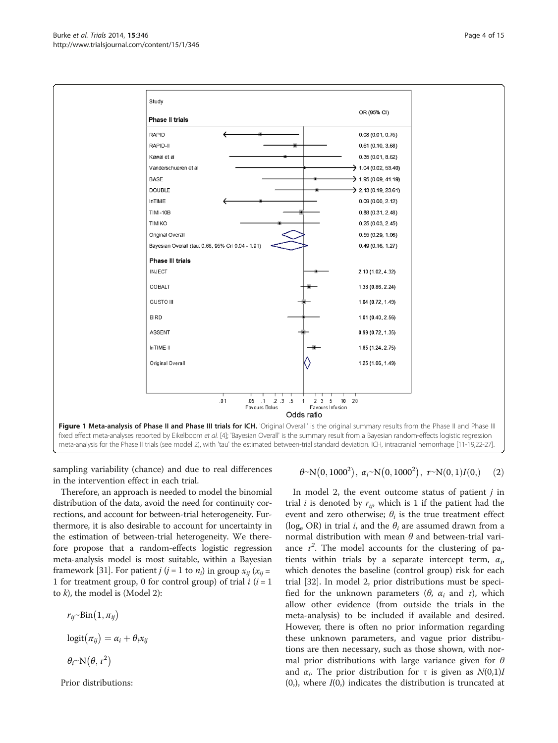| Study | OR (95% CI) |
|---|---|
| **Phase II trials** | |
| RAPID | 0.08 (0.01, 0.75) |
| RAPID-II | 0.61 (0.10, 3.68) |
| Kawai et al | 0.35 (0.01, 8.62) |
| Vanderschueren et al | 1.04 (0.02, 53.40) |
| BASE | 1.95 (0.09, 41.19) |
| DOUBLE | 2.13 (0.19, 23.61) |
| InTIME | 0.09 (0.00, 2.12) |
| TIMI-10B | 0.88 (0.31, 2.48) |
| TIMIKO | 0.25 (0.03, 2.45) |
| Original Overall | 0.55 (0.29, 1.06) |
| Bayesian Overall (tau: 0.66, 95% CrI 0.04 - 1.91) | 0.49 (0.16, 1.27) |
| **Phase III trials** | |
| INJECT | 2.10 (1.02, 4.32) |
| COBALT | 1.38 (0.86, 2.24) |
| GUSTO III | 1.04 (0.72, 1.49) |
| BIRD | 1.01 (0.40, 2.56) |
| ASSENT | 0.99 (0.72, 1.35) |
| InTIME-II | 1.85 (1.24, 2.75) |
| Original Overall | 1.25 (1.06, 1.49) |

Odds ratio (axis: .01, .05, .1, .2, .3, .5, 1, 2, 3, 5, 10, 20; Favours Bolus | Favours Infusion)

**Figure 1 Meta-analysis of Phase II and Phase III trials for ICH.** 'Original Overall' is the original summary results from the Phase II and Phase III fixed effect meta-analyses reported by Eikelboom *et al.* [4]; 'Bayesian Overall' is the summary result from a Bayesian random-effects logistic regression meta-analysis for the Phase II trials (see model 2), with 'tau' the estimated between-trial standard deviation. ICH, intracranial hemorrhage [11-19,22-27].

sampling variability (chance) and due to real differences in the intervention effect in each trial.

Therefore, an approach is needed to model the binomial distribution of the data, avoid the need for continuity corrections, and account for between-trial heterogeneity. Furthermore, it is also desirable to account for uncertainty in the estimation of between-trial heterogeneity. We therefore propose that a random-effects logistic regression meta-analysis model is most suitable, within a Bayesian framework [31]. For patient $j$ ($j$ = 1 to $n_i$) in group $x_{ij}$ ($x_{ij}$ = 1 for treatment group, 0 for control group) of trial $i$ ($i$ = 1 to $k$), the model is (Model 2):

$$r_{ij} \sim \mathrm{Bin}(1, \pi_{ij})$$

$$\mathrm{logit}(\pi_{ij}) = \alpha_i + \theta_i x_{ij}$$

$$\theta_i \sim \mathrm{N}(\theta, \tau^2)$$

Prior distributions:

$$\theta \sim \mathrm{N}(0, 1000^2),\ \alpha_i \sim \mathrm{N}(0, 1000^2),\ \tau \sim \mathrm{N}(0, 1)I(0,) \quad (2)$$

In model 2, the event outcome status of patient $j$ in trial $i$ is denoted by $r_{ij}$, which is 1 if the patient had the event and zero otherwise; $\theta_i$ is the true treatment effect ($\log_e$ OR) in trial $i$, and the $\theta_i$ are assumed drawn from a normal distribution with mean $\theta$ and between-trial variance $\tau^2$. The model accounts for the clustering of patients within trials by a separate intercept term, $\alpha_i$, which denotes the baseline (control group) risk for each trial [32]. In model 2, prior distributions must be specified for the unknown parameters ($\theta$, $\alpha_i$ and $\tau$), which allow other evidence (from outside the trials in the meta-analysis) to be included if available and desired. However, there is often no prior information regarding these unknown parameters, and vague prior distributions are then necessary, such as those shown, with normal prior distributions with large variance given for $\theta$ and $\alpha_i$. The prior distribution for τ is given as $N(0,1)I(0,)$, where $I(0,)$ indicates the distribution is truncated at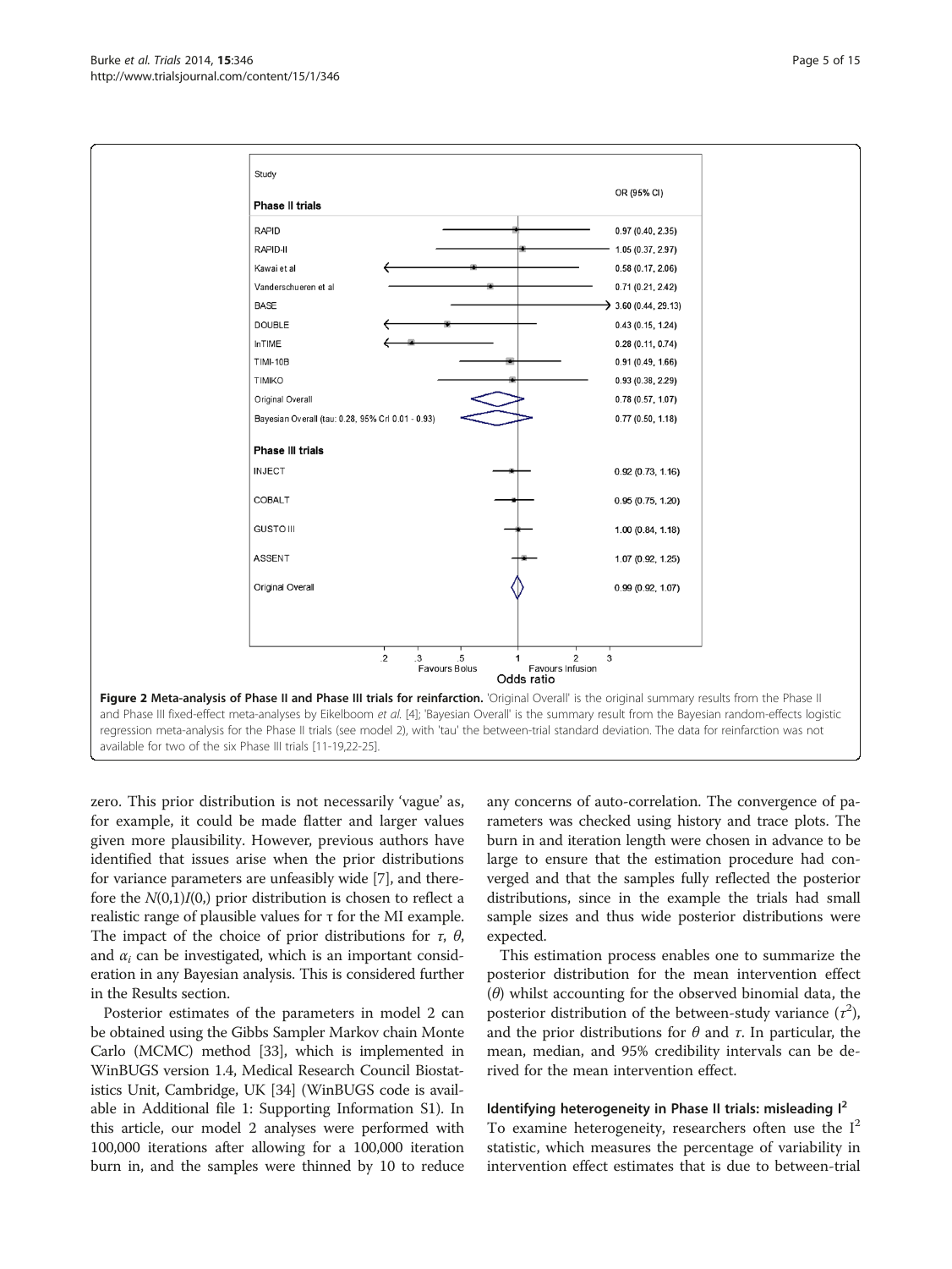Figure 2 Meta-analysis of Phase II and Phase III trials for reinfarction. 'Original Overall' is the original summary results from the Phase II and Phase III fixed-effect meta-analyses by Eikelboom *et al.* [4]; 'Bayesian Overall' is the summary result from the Bayesian random-effects logistic regression meta-analysis for the Phase II trials (see model 2), with 'tau' the between-trial standard deviation. The data for reinfarction was not available for two of the six Phase III trials [11-19,22-25].

zero. This prior distribution is not necessarily 'vague' as, for example, it could be made flatter and larger values given more plausibility. However, previous authors have identified that issues arise when the prior distributions for variance parameters are unfeasibly wide [7], and therefore the $N(0,1)I(0,)$ prior distribution is chosen to reflect a realistic range of plausible values for τ for the MI example. The impact of the choice of prior distributions for $\tau$, $\theta$, and $\alpha_i$ can be investigated, which is an important consideration in any Bayesian analysis. This is considered further in the Results section.

Posterior estimates of the parameters in model 2 can be obtained using the Gibbs Sampler Markov chain Monte Carlo (MCMC) method [33], which is implemented in WinBUGS version 1.4, Medical Research Council Biostatistics Unit, Cambridge, UK [34] (WinBUGS code is available in Additional file 1: Supporting Information S1). In this article, our model 2 analyses were performed with 100,000 iterations after allowing for a 100,000 iteration burn in, and the samples were thinned by 10 to reduce any concerns of auto-correlation. The convergence of parameters was checked using history and trace plots. The burn in and iteration length were chosen in advance to be large to ensure that the estimation procedure had converged and that the samples fully reflected the posterior distributions, since in the example the trials had small sample sizes and thus wide posterior distributions were expected.

This estimation process enables one to summarize the posterior distribution for the mean intervention effect ($\theta$) whilst accounting for the observed binomial data, the posterior distribution of the between-study variance ($\tau^2$), and the prior distributions for $\theta$ and $\tau$. In particular, the mean, median, and 95% credibility intervals can be derived for the mean intervention effect.

### Identifying heterogeneity in Phase II trials: misleading $I^2$

To examine heterogeneity, researchers often use the $I^2$ statistic, which measures the percentage of variability in intervention effect estimates that is due to between-trial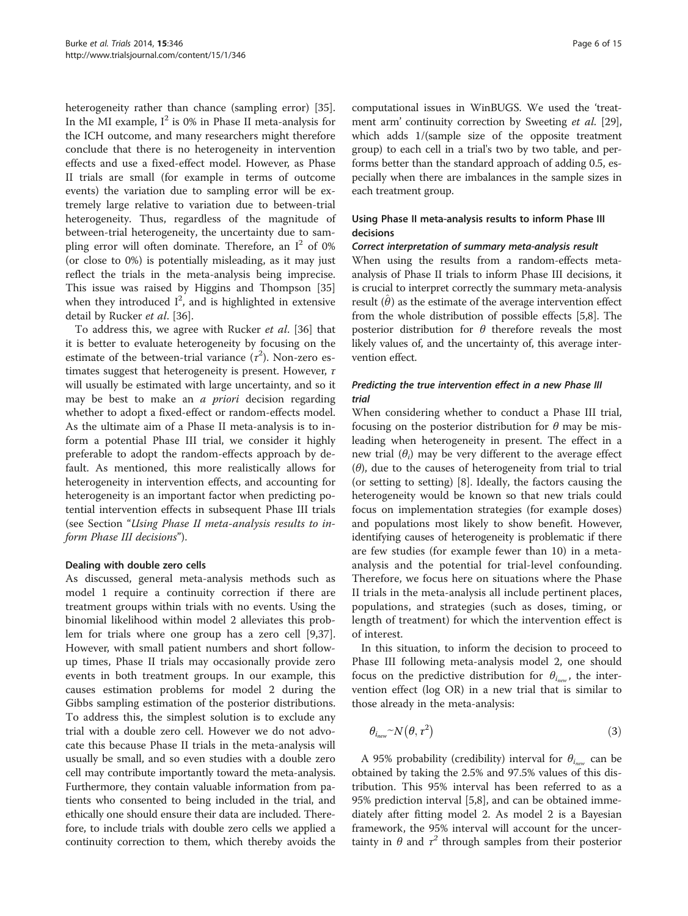heterogeneity rather than chance (sampling error) [35]. In the MI example, $I^2$ is 0% in Phase II meta-analysis for the ICH outcome, and many researchers might therefore conclude that there is no heterogeneity in intervention effects and use a fixed-effect model. However, as Phase II trials are small (for example in terms of outcome events) the variation due to sampling error will be extremely large relative to variation due to between-trial heterogeneity. Thus, regardless of the magnitude of between-trial heterogeneity, the uncertainty due to sampling error will often dominate. Therefore, an $I^2$ of 0% (or close to 0%) is potentially misleading, as it may just reflect the trials in the meta-analysis being imprecise. This issue was raised by Higgins and Thompson [35] when they introduced $I^2$, and is highlighted in extensive detail by Rucker *et al*. [36].

To address this, we agree with Rucker *et al*. [36] that it is better to evaluate heterogeneity by focusing on the estimate of the between-trial variance ($\tau^2$). Non-zero estimates suggest that heterogeneity is present. However, $\tau$ will usually be estimated with large uncertainty, and so it may be best to make an *a priori* decision regarding whether to adopt a fixed-effect or random-effects model. As the ultimate aim of a Phase II meta-analysis is to inform a potential Phase III trial, we consider it highly preferable to adopt the random-effects approach by default. As mentioned, this more realistically allows for heterogeneity in intervention effects, and accounting for heterogeneity is an important factor when predicting potential intervention effects in subsequent Phase III trials (see Section "*Using Phase II meta-analysis results to inform Phase III decisions*").

### Dealing with double zero cells

As discussed, general meta-analysis methods such as model 1 require a continuity correction if there are treatment groups within trials with no events. Using the binomial likelihood within model 2 alleviates this problem for trials where one group has a zero cell [9,37]. However, with small patient numbers and short follow-up times, Phase II trials may occasionally provide zero events in both treatment groups. In our example, this causes estimation problems for model 2 during the Gibbs sampling estimation of the posterior distributions. To address this, the simplest solution is to exclude any trial with a double zero cell. However we do not advocate this because Phase II trials in the meta-analysis will usually be small, and so even studies with a double zero cell may contribute importantly toward the meta-analysis. Furthermore, they contain valuable information from patients who consented to being included in the trial, and ethically one should ensure their data are included. Therefore, to include trials with double zero cells we applied a continuity correction to them, which thereby avoids the computational issues in WinBUGS. We used the 'treatment arm' continuity correction by Sweeting *et al.* [29], which adds 1/(sample size of the opposite treatment group) to each cell in a trial's two by two table, and performs better than the standard approach of adding 0.5, especially when there are imbalances in the sample sizes in each treatment group.

### Using Phase II meta-analysis results to inform Phase III decisions

#### *Correct interpretation of summary meta-analysis result*

When using the results from a random-effects meta-analysis of Phase II trials to inform Phase III decisions, it is crucial to interpret correctly the summary meta-analysis result ($\hat{\theta}$) as the estimate of the average intervention effect from the whole distribution of possible effects [5,8]. The posterior distribution for $\theta$ therefore reveals the most likely values of, and the uncertainty of, this average intervention effect.

#### *Predicting the true intervention effect in a new Phase III trial*

When considering whether to conduct a Phase III trial, focusing on the posterior distribution for $\theta$ may be misleading when heterogeneity in present. The effect in a new trial ($\theta_i$) may be very different to the average effect ($\theta$), due to the causes of heterogeneity from trial to trial (or setting to setting) [8]. Ideally, the factors causing the heterogeneity would be known so that new trials could focus on implementation strategies (for example doses) and populations most likely to show benefit. However, identifying causes of heterogeneity is problematic if there are few studies (for example fewer than 10) in a meta-analysis and the potential for trial-level confounding. Therefore, we focus here on situations where the Phase II trials in the meta-analysis all include pertinent places, populations, and strategies (such as doses, timing, or length of treatment) for which the intervention effect is of interest.

In this situation, to inform the decision to proceed to Phase III following meta-analysis model 2, one should focus on the predictive distribution for $\theta_{i_{new}}$, the intervention effect (log OR) in a new trial that is similar to those already in the meta-analysis:

$$\theta_{i_{new}} \sim N(\theta, \tau^2) \quad (3)$$

A 95% probability (credibility) interval for $\theta_{i_{new}}$ can be obtained by taking the 2.5% and 97.5% values of this distribution. This 95% interval has been referred to as a 95% prediction interval [5,8], and can be obtained immediately after fitting model 2. As model 2 is a Bayesian framework, the 95% interval will account for the uncertainty in $\theta$ and $\tau^2$ through samples from their posterior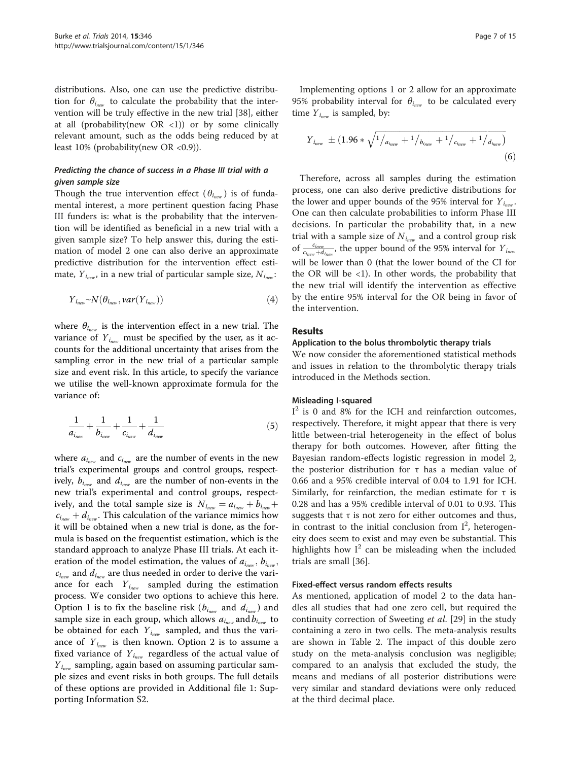distributions. Also, one can use the predictive distribution for $\theta_{i_{new}}$ to calculate the probability that the intervention will be truly effective in the new trial [38], either at all (probability(new OR <1)) or by some clinically relevant amount, such as the odds being reduced by at least 10% (probability(new OR <0.9)).

#### *Predicting the chance of success in a Phase III trial with a given sample size*

Though the true intervention effect ($\theta_{i_{new}}$) is of fundamental interest, a more pertinent question facing Phase III funders is: what is the probability that the intervention will be identified as beneficial in a new trial with a given sample size? To help answer this, during the estimation of model 2 one can also derive an approximate predictive distribution for the intervention effect estimate, $Y_{i_{new}}$, in a new trial of particular sample size, $N_{i_{new}}$:

$$Y_{i_{new}} \sim N(\theta_{i_{new}}, var(Y_{i_{new}})) \tag{4}$$

where $\theta_{i_{new}}$ is the intervention effect in a new trial. The variance of $Y_{i_{new}}$ must be specified by the user, as it accounts for the additional uncertainty that arises from the sampling error in the new trial of a particular sample size and event risk. In this article, to specify the variance we utilise the well-known approximate formula for the variance of:

$$\frac{1}{a_{i_{new}}} + \frac{1}{b_{i_{new}}} + \frac{1}{c_{i_{new}}} + \frac{1}{d_{i_{new}}} \tag{5}$$

where $a_{i_{new}}$ and $c_{i_{new}}$ are the number of events in the new trial's experimental groups and control groups, respectively, $b_{i_{new}}$ and $d_{i_{new}}$ are the number of non-events in the new trial's experimental and control groups, respectively, and the total sample size is $N_{i_{new}} = a_{i_{new}} + b_{i_{new}} + c_{i_{new}} + d_{i_{new}}$. This calculation of the variance mimics how it will be obtained when a new trial is done, as the formula is based on the frequentist estimation, which is the standard approach to analyze Phase III trials. At each iteration of the model estimation, the values of $a_{i_{new}}$, $b_{i_{new}}$, $c_{i_{new}}$ and $d_{i_{new}}$ are thus needed in order to derive the variance for each $Y_{i_{new}}$ sampled during the estimation process. We consider two options to achieve this here. Option 1 is to fix the baseline risk ($b_{i_{new}}$ and $d_{i_{new}}$) and sample size in each group, which allows $a_{i_{new}}$ and $b_{i_{new}}$ to be obtained for each $Y_{i_{new}}$ sampled, and thus the variance of $Y_{i_{new}}$ is then known. Option 2 is to assume a fixed variance of $Y_{i_{new}}$ regardless of the actual value of $Y_{i_{new}}$ sampling, again based on assuming particular sample sizes and event risks in both groups. The full details of these options are provided in Additional file 1: Supporting Information S2.

Implementing options 1 or 2 allow for an approximate 95% probability interval for $\theta_{i_{new}}$ to be calculated every time $Y_{i_{new}}$ is sampled, by:

$$Y_{i_{new}} \pm \left(1.96 * \sqrt{1/a_{i_{new}} + 1/b_{i_{new}} + 1/c_{i_{new}} + 1/d_{i_{new}}}\right) \tag{6}$$

Therefore, across all samples during the estimation process, one can also derive predictive distributions for the lower and upper bounds of the 95% interval for $Y_{i_{new}}$. One can then calculate probabilities to inform Phase III decisions. In particular the probability that, in a new trial with a sample size of $N_{i_{new}}$ and a control group risk of $\frac{c_{i_{new}}}{c_{i_{new}} + d_{i_{new}}}$, the upper bound of the 95% interval for $Y_{i_{new}}$ will be lower than 0 (that the lower bound of the CI for the OR will be <1). In other words, the probability that the new trial will identify the intervention as effective by the entire 95% interval for the OR being in favor of the intervention.

## Results

### Application to the bolus thrombolytic therapy trials

We now consider the aforementioned statistical methods and issues in relation to the thrombolytic therapy trials introduced in the Methods section.

#### Misleading I-squared

$I^2$ is 0 and 8% for the ICH and reinfarction outcomes, respectively. Therefore, it might appear that there is very little between-trial heterogeneity in the effect of bolus therapy for both outcomes. However, after fitting the Bayesian random-effects logistic regression in model 2, the posterior distribution for τ has a median value of 0.66 and a 95% credible interval of 0.04 to 1.91 for ICH. Similarly, for reinfarction, the median estimate for τ is 0.28 and has a 95% credible interval of 0.01 to 0.93. This suggests that τ is not zero for either outcomes and thus, in contrast to the initial conclusion from $I^2$, heterogeneity does seem to exist and may even be substantial. This highlights how $I^2$ can be misleading when the included trials are small [36].

#### Fixed-effect versus random effects results

As mentioned, application of model 2 to the data handles all studies that had one zero cell, but required the continuity correction of Sweeting *et al.* [29] in the study containing a zero in two cells. The meta-analysis results are shown in Table 2. The impact of this double zero study on the meta-analysis conclusion was negligible; compared to an analysis that excluded the study, the means and medians of all posterior distributions were very similar and standard deviations were only reduced at the third decimal place.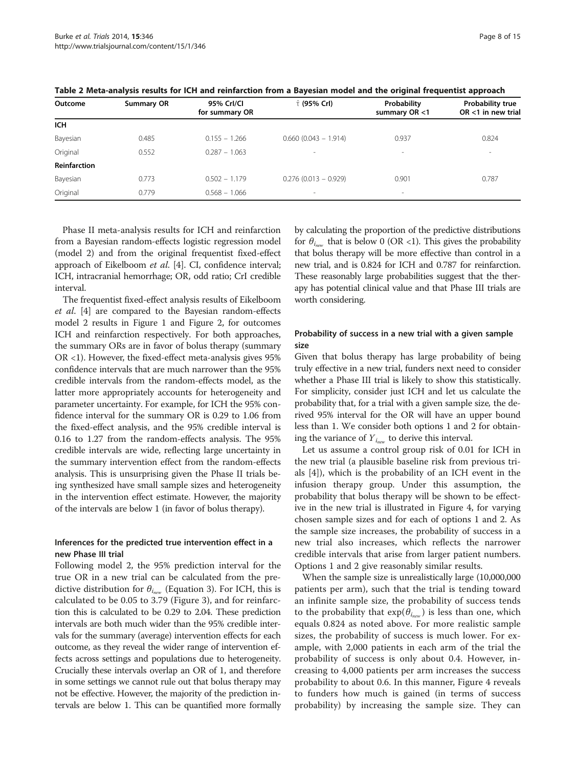**Table 2 Meta-analysis results for ICH and reinfarction from a Bayesian model and the original frequentist approach**

| Outcome | Summary OR | 95% CrI/CI for summary OR | $\hat{\tau}$ (95% CrI) | Probability summary OR <1 | Probability true OR <1 in new trial |
|---|---|---|---|---|---|
| **ICH** | | | | | |
| Bayesian | 0.485 | 0.155 – 1.266 | 0.660 (0.043 – 1.914) | 0.937 | 0.824 |
| Original | 0.552 | 0.287 – 1.063 | - | - | - |
| **Reinfarction** | | | | | |
| Bayesian | 0.773 | 0.502 – 1.179 | 0.276 (0.013 – 0.929) | 0.901 | 0.787 |
| Original | 0.779 | 0.568 – 1.066 | - | - | |

Phase II meta-analysis results for ICH and reinfarction from a Bayesian random-effects logistic regression model (model 2) and from the original frequentist fixed-effect approach of Eikelboom *et al.* [4]. CI, confidence interval; ICH, intracranial hemorrhage; OR, odd ratio; CrI credible interval.

The frequentist fixed-effect analysis results of Eikelboom *et al.* [4] are compared to the Bayesian random-effects model 2 results in Figure 1 and Figure 2, for outcomes ICH and reinfarction respectively. For both approaches, the summary ORs are in favor of bolus therapy (summary OR <1). However, the fixed-effect meta-analysis gives 95% confidence intervals that are much narrower than the 95% credible intervals from the random-effects model, as the latter more appropriately accounts for heterogeneity and parameter uncertainty. For example, for ICH the 95% confidence interval for the summary OR is 0.29 to 1.06 from the fixed-effect analysis, and the 95% credible interval is 0.16 to 1.27 from the random-effects analysis. The 95% credible intervals are wide, reflecting large uncertainty in the summary intervention effect from the random-effects analysis. This is unsurprising given the Phase II trials being synthesized have small sample sizes and heterogeneity in the intervention effect estimate. However, the majority of the intervals are below 1 (in favor of bolus therapy).

### Inferences for the predicted true intervention effect in a new Phase III trial

Following model 2, the 95% prediction interval for the true OR in a new trial can be calculated from the predictive distribution for $\theta_{i_{new}}$ (Equation 3). For ICH, this is calculated to be 0.05 to 3.79 (Figure 3), and for reinfarction this is calculated to be 0.29 to 2.04. These prediction intervals are both much wider than the 95% credible intervals for the summary (average) intervention effects for each outcome, as they reveal the wider range of intervention effects across settings and populations due to heterogeneity. Crucially these intervals overlap an OR of 1, and therefore in some settings we cannot rule out that bolus therapy may not be effective. However, the majority of the prediction intervals are below 1. This can be quantified more formally by calculating the proportion of the predictive distributions for $\theta_{i_{new}}$ that is below 0 (OR <1). This gives the probability that bolus therapy will be more effective than control in a new trial, and is 0.824 for ICH and 0.787 for reinfarction. These reasonably large probabilities suggest that the therapy has potential clinical value and that Phase III trials are worth considering.

### Probability of success in a new trial with a given sample size

Given that bolus therapy has large probability of being truly effective in a new trial, funders next need to consider whether a Phase III trial is likely to show this statistically. For simplicity, consider just ICH and let us calculate the probability that, for a trial with a given sample size, the derived 95% interval for the OR will have an upper bound less than 1. We consider both options 1 and 2 for obtaining the variance of $Y_{i_{new}}$ to derive this interval.

Let us assume a control group risk of 0.01 for ICH in the new trial (a plausible baseline risk from previous trials [4]), which is the probability of an ICH event in the infusion therapy group. Under this assumption, the probability that bolus therapy will be shown to be effective in the new trial is illustrated in Figure 4, for varying chosen sample sizes and for each of options 1 and 2. As the sample size increases, the probability of success in a new trial also increases, which reflects the narrower credible intervals that arise from larger patient numbers. Options 1 and 2 give reasonably similar results.

When the sample size is unrealistically large (10,000,000 patients per arm), such that the trial is tending toward an infinite sample size, the probability of success tends to the probability that $\exp(\theta_{i_{new}})$ is less than one, which equals 0.824 as noted above. For more realistic sample sizes, the probability of success is much lower. For example, with 2,000 patients in each arm of the trial the probability of success is only about 0.4. However, increasing to 4,000 patients per arm increases the success probability to about 0.6. In this manner, Figure 4 reveals to funders how much is gained (in terms of success probability) by increasing the sample size. They can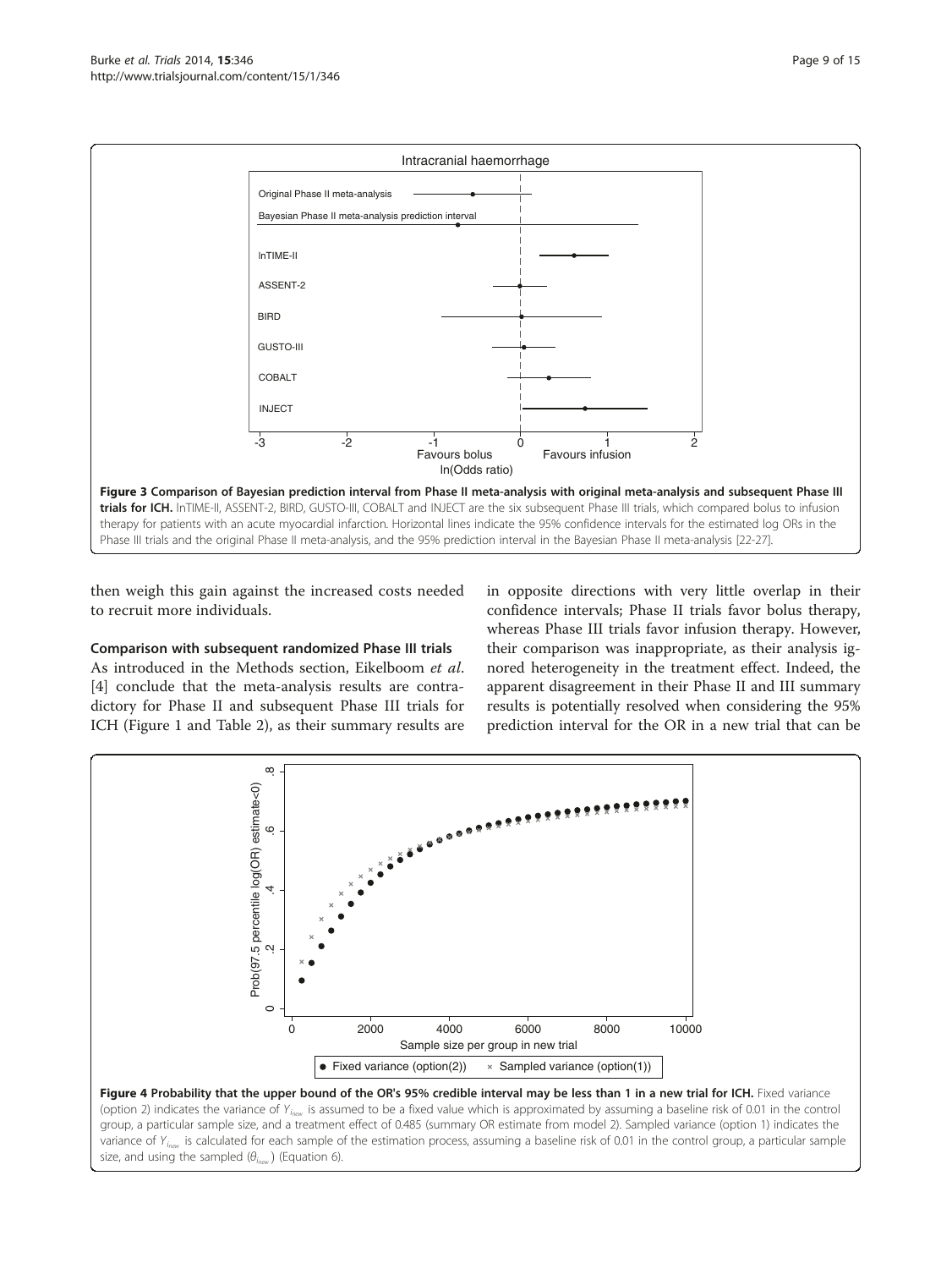**Figure 3 Comparison of Bayesian prediction interval from Phase II meta-analysis with original meta-analysis and subsequent Phase III trials for ICH.** InTIME-II, ASSENT-2, BIRD, GUSTO-III, COBALT and INJECT are the six subsequent Phase III trials, which compared bolus to infusion therapy for patients with an acute myocardial infarction. Horizontal lines indicate the 95% confidence intervals for the estimated log ORs in the Phase III trials and the original Phase II meta-analysis, and the 95% prediction interval in the Bayesian Phase II meta-analysis [22-27].

then weigh this gain against the increased costs needed to recruit more individuals.

### Comparison with subsequent randomized Phase III trials

As introduced in the Methods section, Eikelboom *et al.* [4] conclude that the meta-analysis results are contradictory for Phase II and subsequent Phase III trials for ICH (Figure 1 and Table 2), as their summary results are in opposite directions with very little overlap in their confidence intervals; Phase II trials favor bolus therapy, whereas Phase III trials favor infusion therapy. However, their comparison was inappropriate, as their analysis ignored heterogeneity in the treatment effect. Indeed, the apparent disagreement in their Phase II and III summary results is potentially resolved when considering the 95% prediction interval for the OR in a new trial that can be

**Figure 4 Probability that the upper bound of the OR's 95% credible interval may be less than 1 in a new trial for ICH.** Fixed variance (option 2) indicates the variance of $Y_{I_{new}}$ is assumed to be a fixed value which is approximated by assuming a baseline risk of 0.01 in the control group, a particular sample size, and a treatment effect of 0.485 (summary OR estimate from model 2). Sampled variance (option 1) indicates the variance of $Y_{I_{new}}$ is calculated for each sample of the estimation process, assuming a baseline risk of 0.01 in the control group, a particular sample size, and using the sampled ($\theta_{I_{new}}$) (Equation 6).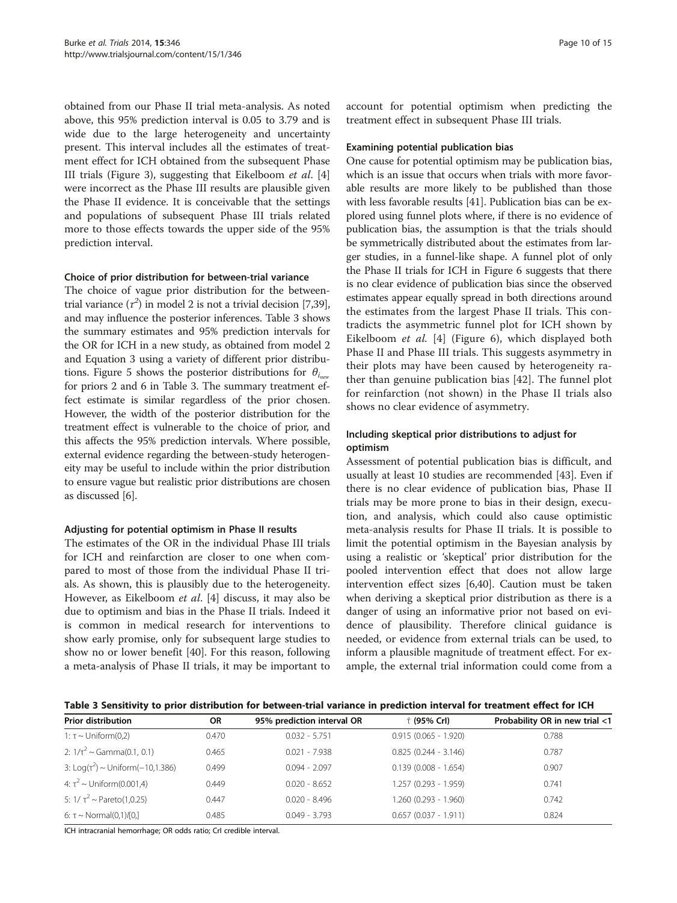obtained from our Phase II trial meta-analysis. As noted above, this 95% prediction interval is 0.05 to 3.79 and is wide due to the large heterogeneity and uncertainty present. This interval includes all the estimates of treatment effect for ICH obtained from the subsequent Phase III trials (Figure 3), suggesting that Eikelboom *et al*. [4] were incorrect as the Phase III results are plausible given the Phase II evidence. It is conceivable that the settings and populations of subsequent Phase III trials related more to those effects towards the upper side of the 95% prediction interval.

#### Choice of prior distribution for between-trial variance

The choice of vague prior distribution for the between-trial variance ($\tau^2$) in model 2 is not a trivial decision [7,39], and may influence the posterior inferences. Table 3 shows the summary estimates and 95% prediction intervals for the OR for ICH in a new study, as obtained from model 2 and Equation 3 using a variety of different prior distributions. Figure 5 shows the posterior distributions for $\theta_{i_{new}}$ for priors 2 and 6 in Table 3. The summary treatment effect estimate is similar regardless of the prior chosen. However, the width of the posterior distribution for the treatment effect is vulnerable to the choice of prior, and this affects the 95% prediction intervals. Where possible, external evidence regarding the between-study heterogeneity may be useful to include within the prior distribution to ensure vague but realistic prior distributions are chosen as discussed [6].

#### Adjusting for potential optimism in Phase II results

The estimates of the OR in the individual Phase III trials for ICH and reinfarction are closer to one when compared to most of those from the individual Phase II trials. As shown, this is plausibly due to the heterogeneity. However, as Eikelboom *et al*. [4] discuss, it may also be due to optimism and bias in the Phase II trials. Indeed it is common in medical research for interventions to show early promise, only for subsequent large studies to show no or lower benefit [40]. For this reason, following a meta-analysis of Phase II trials, it may be important to account for potential optimism when predicting the treatment effect in subsequent Phase III trials.

#### Examining potential publication bias

One cause for potential optimism may be publication bias, which is an issue that occurs when trials with more favorable results are more likely to be published than those with less favorable results [41]. Publication bias can be explored using funnel plots where, if there is no evidence of publication bias, the assumption is that the trials should be symmetrically distributed about the estimates from larger studies, in a funnel-like shape. A funnel plot of only the Phase II trials for ICH in Figure 6 suggests that there is no clear evidence of publication bias since the observed estimates appear equally spread in both directions around the estimates from the largest Phase II trials. This contradicts the asymmetric funnel plot for ICH shown by Eikelboom *et al.* [4] (Figure 6), which displayed both Phase II and Phase III trials. This suggests asymmetry in their plots may have been caused by heterogeneity rather than genuine publication bias [42]. The funnel plot for reinfarction (not shown) in the Phase II trials also shows no clear evidence of asymmetry.

#### Including skeptical prior distributions to adjust for optimism

Assessment of potential publication bias is difficult, and usually at least 10 studies are recommended [43]. Even if there is no clear evidence of publication bias, Phase II trials may be more prone to bias in their design, execution, and analysis, which could also cause optimistic meta-analysis results for Phase II trials. It is possible to limit the potential optimism in the Bayesian analysis by using a realistic or 'skeptical' prior distribution for the pooled intervention effect that does not allow large intervention effect sizes [6,40]. Caution must be taken when deriving a skeptical prior distribution as there is a danger of using an informative prior not based on evidence of plausibility. Therefore clinical guidance is needed, or evidence from external trials can be used, to inform a plausible magnitude of treatment effect. For example, the external trial information could come from a

**Table 3 Sensitivity to prior distribution for between-trial variance in prediction interval for treatment effect for ICH**

| Prior distribution | OR | 95% prediction interval OR | $\hat{\tau}$ (95% CrI) | Probability OR in new trial <1 |
|---|---|---|---|---|
| 1: $\tau \sim$ Uniform(0,2) | 0.470 | 0.032 - 5.751 | 0.915 (0.065 - 1.920) | 0.788 |
| 2: $1/\tau^2 \sim$ Gamma(0.1, 0.1) | 0.465 | 0.021 - 7.938 | 0.825 (0.244 - 3.146) | 0.787 |
| 3: $\text{Log}(\tau^2) \sim$ Uniform(−10,1.386) | 0.499 | 0.094 - 2.097 | 0.139 (0.008 - 1.654) | 0.907 |
| 4: $\tau^2 \sim$ Uniform(0.001,4) | 0.449 | 0.020 - 8.652 | 1.257 (0.293 - 1.959) | 0.741 |
| 5: $1/\tau^2 \sim$ Pareto(1,0.25) | 0.447 | 0.020 - 8.496 | 1.260 (0.293 - 1.960) | 0.742 |
| 6: $\tau \sim$ Normal(0,1)I[0,] | 0.485 | 0.049 - 3.793 | 0.657 (0.037 - 1.911) | 0.824 |

ICH intracranial hemorrhage; OR odds ratio; CrI credible interval.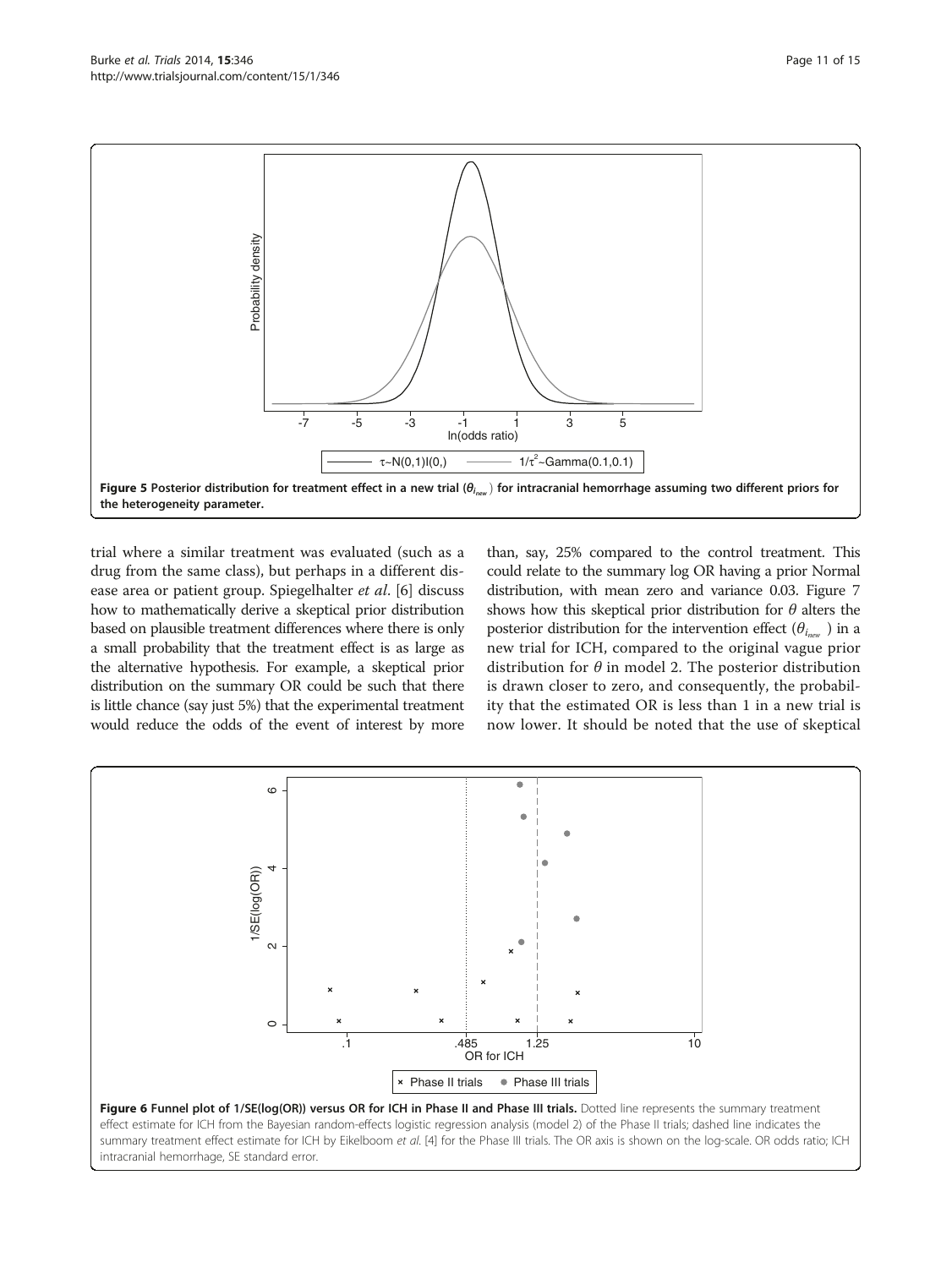Figure 5 Posterior distribution for treatment effect in a new trial ($\theta_{i_{new}}$) for intracranial hemorrhage assuming two different priors for the heterogeneity parameter.

trial where a similar treatment was evaluated (such as a drug from the same class), but perhaps in a different disease area or patient group. Spiegelhalter *et al*. [6] discuss how to mathematically derive a skeptical prior distribution based on plausible treatment differences where there is only a small probability that the treatment effect is as large as the alternative hypothesis. For example, a skeptical prior distribution on the summary OR could be such that there is little chance (say just 5%) that the experimental treatment would reduce the odds of the event of interest by more than, say, 25% compared to the control treatment. This could relate to the summary log OR having a prior Normal distribution, with mean zero and variance 0.03. Figure 7 shows how this skeptical prior distribution for $\theta$ alters the posterior distribution for the intervention effect ($\theta_{i_{new}}$) in a new trial for ICH, compared to the original vague prior distribution for $\theta$ in model 2. The posterior distribution is drawn closer to zero, and consequently, the probability that the estimated OR is less than 1 in a new trial is now lower. It should be noted that the use of skeptical

Figure 6 Funnel plot of 1/SE(log(OR)) versus OR for ICH in Phase II and Phase III trials. Dotted line represents the summary treatment effect estimate for ICH from the Bayesian random-effects logistic regression analysis (model 2) of the Phase II trials; dashed line indicates the summary treatment effect estimate for ICH by Eikelboom *et al*. [4] for the Phase III trials. The OR axis is shown on the log-scale. OR odds ratio; ICH intracranial hemorrhage, SE standard error.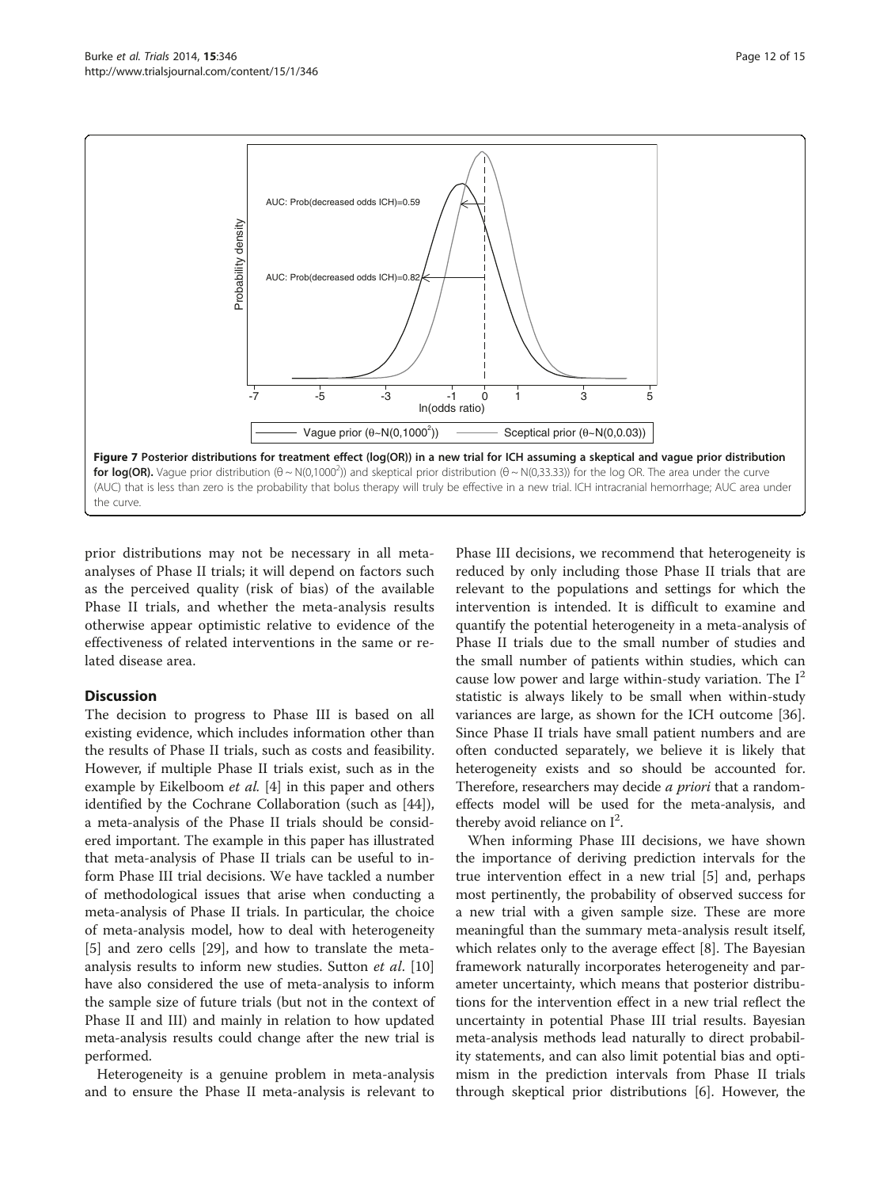**Figure 7 Posterior distributions for treatment effect (log(OR)) in a new trial for ICH assuming a skeptical and vague prior distribution for log(OR).** Vague prior distribution ($\theta \sim N(0,1000^2)$) and skeptical prior distribution ($\theta \sim N(0,33.33)$) for the log OR. The area under the curve (AUC) that is less than zero is the probability that bolus therapy will truly be effective in a new trial. ICH intracranial hemorrhage; AUC area under the curve.

prior distributions may not be necessary in all meta-analyses of Phase II trials; it will depend on factors such as the perceived quality (risk of bias) of the available Phase II trials, and whether the meta-analysis results otherwise appear optimistic relative to evidence of the effectiveness of related interventions in the same or related disease area.

## Discussion

The decision to progress to Phase III is based on all existing evidence, which includes information other than the results of Phase II trials, such as costs and feasibility. However, if multiple Phase II trials exist, such as in the example by Eikelboom *et al.* [4] in this paper and others identified by the Cochrane Collaboration (such as [44]), a meta-analysis of the Phase II trials should be considered important. The example in this paper has illustrated that meta-analysis of Phase II trials can be useful to inform Phase III trial decisions. We have tackled a number of methodological issues that arise when conducting a meta-analysis of Phase II trials. In particular, the choice of meta-analysis model, how to deal with heterogeneity [5] and zero cells [29], and how to translate the meta-analysis results to inform new studies. Sutton *et al*. [10] have also considered the use of meta-analysis to inform the sample size of future trials (but not in the context of Phase II and III) and mainly in relation to how updated meta-analysis results could change after the new trial is performed.

Heterogeneity is a genuine problem in meta-analysis and to ensure the Phase II meta-analysis is relevant to Phase III decisions, we recommend that heterogeneity is reduced by only including those Phase II trials that are relevant to the populations and settings for which the intervention is intended. It is difficult to examine and quantify the potential heterogeneity in a meta-analysis of Phase II trials due to the small number of studies and the small number of patients within studies, which can cause low power and large within-study variation. The $I^2$ statistic is always likely to be small when within-study variances are large, as shown for the ICH outcome [36]. Since Phase II trials have small patient numbers and are often conducted separately, we believe it is likely that heterogeneity exists and so should be accounted for. Therefore, researchers may decide *a priori* that a random-effects model will be used for the meta-analysis, and thereby avoid reliance on $I^2$.

When informing Phase III decisions, we have shown the importance of deriving prediction intervals for the true intervention effect in a new trial [5] and, perhaps most pertinently, the probability of observed success for a new trial with a given sample size. These are more meaningful than the summary meta-analysis result itself, which relates only to the average effect [8]. The Bayesian framework naturally incorporates heterogeneity and parameter uncertainty, which means that posterior distributions for the intervention effect in a new trial reflect the uncertainty in potential Phase III trial results. Bayesian meta-analysis methods lead naturally to direct probability statements, and can also limit potential bias and optimism in the prediction intervals from Phase II trials through skeptical prior distributions [6]. However, the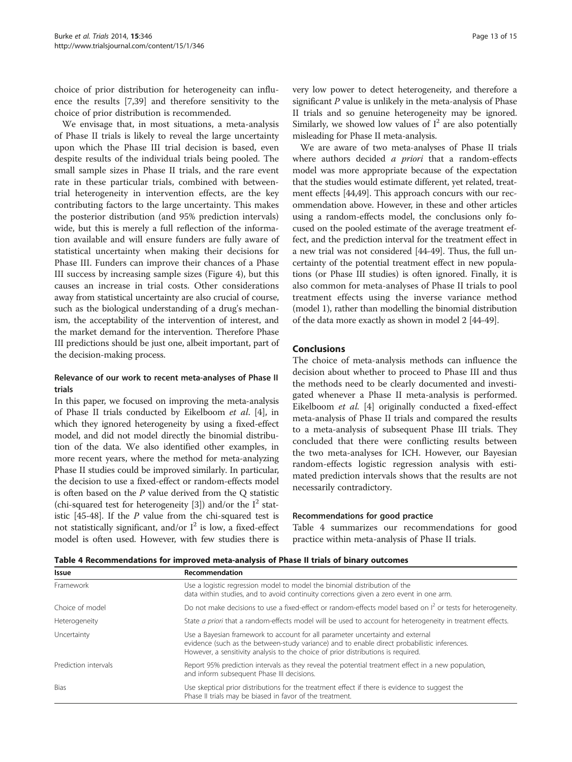choice of prior distribution for heterogeneity can influence the results [7,39] and therefore sensitivity to the choice of prior distribution is recommended.

We envisage that, in most situations, a meta-analysis of Phase II trials is likely to reveal the large uncertainty upon which the Phase III trial decision is based, even despite results of the individual trials being pooled. The small sample sizes in Phase II trials, and the rare event rate in these particular trials, combined with between-trial heterogeneity in intervention effects, are the key contributing factors to the large uncertainty. This makes the posterior distribution (and 95% prediction intervals) wide, but this is merely a full reflection of the information available and will ensure funders are fully aware of statistical uncertainty when making their decisions for Phase III. Funders can improve their chances of a Phase III success by increasing sample sizes (Figure 4), but this causes an increase in trial costs. Other considerations away from statistical uncertainty are also crucial of course, such as the biological understanding of a drug's mechanism, the acceptability of the intervention of interest, and the market demand for the intervention. Therefore Phase III predictions should be just one, albeit important, part of the decision-making process.

### Relevance of our work to recent meta-analyses of Phase II trials

In this paper, we focused on improving the meta-analysis of Phase II trials conducted by Eikelboom *et al*. [4], in which they ignored heterogeneity by using a fixed-effect model, and did not model directly the binomial distribution of the data. We also identified other examples, in more recent years, where the method for meta-analyzing Phase II studies could be improved similarly. In particular, the decision to use a fixed-effect or random-effects model is often based on the $P$ value derived from the Q statistic (chi-squared test for heterogeneity [3]) and/or the $I^2$ statistic [45-48]. If the $P$ value from the chi-squared test is not statistically significant, and/or $I^2$ is low, a fixed-effect model is often used. However, with few studies there is very low power to detect heterogeneity, and therefore a significant $P$ value is unlikely in the meta-analysis of Phase II trials and so genuine heterogeneity may be ignored. Similarly, we showed low values of $I^2$ are also potentially misleading for Phase II meta-analysis.

We are aware of two meta-analyses of Phase II trials where authors decided *a priori* that a random-effects model was more appropriate because of the expectation that the studies would estimate different, yet related, treatment effects [44,49]. This approach concurs with our recommendation above. However, in these and other articles using a random-effects model, the conclusions only focused on the pooled estimate of the average treatment effect, and the prediction interval for the treatment effect in a new trial was not considered [44-49]. Thus, the full uncertainty of the potential treatment effect in new populations (or Phase III studies) is often ignored. Finally, it is also common for meta-analyses of Phase II trials to pool treatment effects using the inverse variance method (model 1), rather than modelling the binomial distribution of the data more exactly as shown in model 2 [44-49].

## Conclusions

The choice of meta-analysis methods can influence the decision about whether to proceed to Phase III and thus the methods need to be clearly documented and investigated whenever a Phase II meta-analysis is performed. Eikelboom *et al*. [4] originally conducted a fixed-effect meta-analysis of Phase II trials and compared the results to a meta-analysis of subsequent Phase III trials. They concluded that there were conflicting results between the two meta-analyses for ICH. However, our Bayesian random-effects logistic regression analysis with estimated prediction intervals shows that the results are not necessarily contradictory.

### Recommendations for good practice

Table 4 summarizes our recommendations for good practice within meta-analysis of Phase II trials.

**Table 4 Recommendations for improved meta-analysis of Phase II trials of binary outcomes**

| Issue | Recommendation |
|---|---|
| Framework | Use a logistic regression model to model the binomial distribution of the data within studies, and to avoid continuity corrections given a zero event in one arm. |
| Choice of model | Do not make decisions to use a fixed-effect or random-effects model based on $I^2$ or tests for heterogeneity. |
| Heterogeneity | State *a priori* that a random-effects model will be used to account for heterogeneity in treatment effects. |
| Uncertainty | Use a Bayesian framework to account for all parameter uncertainty and external evidence (such as the between-study variance) and to enable direct probabilistic inferences. However, a sensitivity analysis to the choice of prior distributions is required. |
| Prediction intervals | Report 95% prediction intervals as they reveal the potential treatment effect in a new population, and inform subsequent Phase III decisions. |
| Bias | Use skeptical prior distributions for the treatment effect if there is evidence to suggest the Phase II trials may be biased in favor of the treatment. |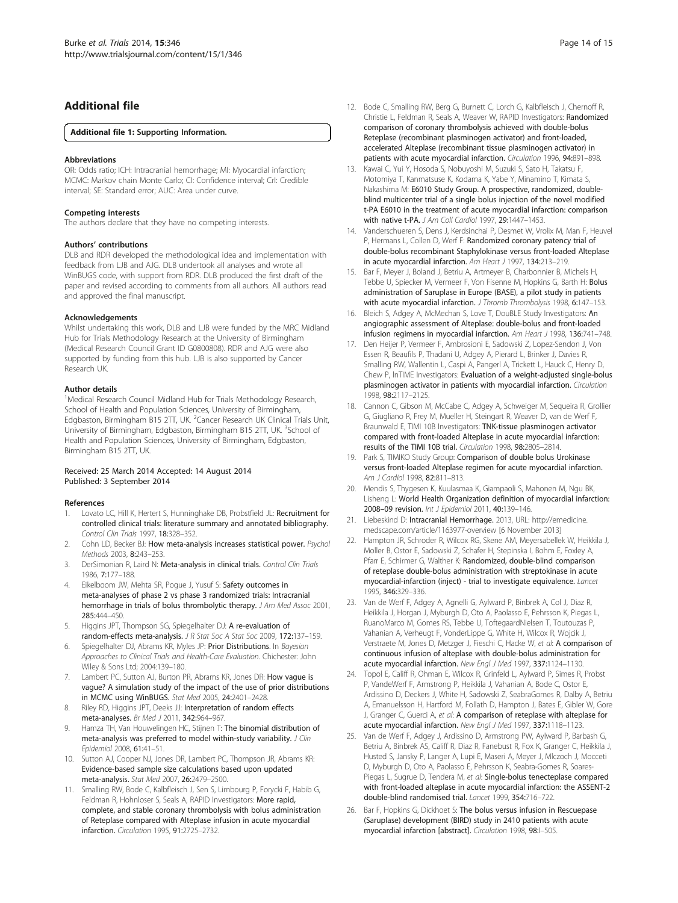## Additional file

**Additional file 1: Supporting Information.**

#### Abbreviations

OR: Odds ratio; ICH: Intracranial hemorrhage; MI: Myocardial infarction; MCMC: Markov chain Monte Carlo; CI: Confidence interval; CrI: Credible interval; SE: Standard error; AUC: Area under curve.

#### Competing interests

The authors declare that they have no competing interests.

#### Authors' contributions

DLB and RDR developed the methodological idea and implementation with feedback from LJB and AJG. DLB undertook all analyses and wrote all WinBUGS code, with support from RDR. DLB produced the first draft of the paper and revised according to comments from all authors. All authors read and approved the final manuscript.

#### Acknowledgements

Whilst undertaking this work, DLB and LJB were funded by the MRC Midland Hub for Trials Methodology Research at the University of Birmingham (Medical Research Council Grant ID G0800808). RDR and AJG were also supported by funding from this hub. LJB is also supported by Cancer Research UK.

#### Author details

[1]Medical Research Council Midland Hub for Trials Methodology Research, School of Health and Population Sciences, University of Birmingham, Edgbaston, Birmingham B15 2TT, UK. [2]Cancer Research UK Clinical Trials Unit, University of Birmingham, Edgbaston, Birmingham B15 2TT, UK. [3]School of Health and Population Sciences, University of Birmingham, Edgbaston, Birmingham B15 2TT, UK.

Received: 25 March 2014 Accepted: 14 August 2014
Published: 3 September 2014

#### References

1. Lovato LC, Hill K, Hertert S, Hunninghake DB, Probstfield JL: **Recruitment for controlled clinical trials: literature summary and annotated bibliography.** *Control Clin Trials* 1997, **18:**328–352.
2. Cohn LD, Becker BJ: **How meta-analysis increases statistical power.** *Psychol Methods* 2003, **8:**243–253.
3. DerSimonian R, Laird N: **Meta-analysis in clinical trials.** *Control Clin Trials* 1986, **7:**177–188.
4. Eikelboom JW, Mehta SR, Pogue J, Yusuf S: **Safety outcomes in meta-analyses of phase 2 vs phase 3 randomized trials: Intracranial hemorrhage in trials of bolus thrombolytic therapy.** *J Am Med Assoc* 2001, **285:**444–450.
5. Higgins JPT, Thompson SG, Spiegelhalter DJ: **A re-evaluation of random-effects meta-analysis.** *J R Stat Soc A Stat Soc* 2009, **172:**137–159.
6. Spiegelhalter DJ, Abrams KR, Myles JP: **Prior Distributions**. In *Bayesian Approaches to Clinical Trials and Health-Care Evaluation.* Chichester: John Wiley & Sons Ltd; 2004:139–180.
7. Lambert PC, Sutton AJ, Burton PR, Abrams KR, Jones DR: **How vague is vague? A simulation study of the impact of the use of prior distributions in MCMC using WinBUGS.** *Stat Med* 2005, **24:**2401–2428.
8. Riley RD, Higgins JPT, Deeks JJ: **Interpretation of random effects meta-analyses.** *Br Med J* 2011, **342:**964–967.
9. Hamza TH, Van Houwelingen HC, Stijnen T: **The binomial distribution of meta-analysis was preferred to model within-study variability.** *J Clin Epidemiol* 2008, **61:**41–51.
10. Sutton AJ, Cooper NJ, Jones DR, Lambert PC, Thompson JR, Abrams KR: **Evidence-based sample size calculations based upon updated meta-analysis.** *Stat Med* 2007, **26:**2479–2500.
11. Smalling RW, Bode C, Kalbfleisch J, Sen S, Limbourg P, Forycki F, Habib G, Feldman R, Hohnloser S, Seals A, RAPID Investigators: **More rapid, complete, and stable coronary thrombolysis with bolus administration of Reteplase compared with Alteplase infusion in acute myocardial infarction.** *Circulation* 1995, **91:**2725–2732.
12. Bode C, Smalling RW, Berg G, Burnett C, Lorch G, Kalbfleisch J, Chernoff R, Christie L, Feldman R, Seals A, Weaver W, RAPID Investigators: **Randomized comparison of coronary thrombolysis achieved with double-bolus Reteplase (recombinant plasminogen activator) and front-loaded, accelerated Alteplase (recombinant tissue plasminogen activator) in patients with acute myocardial infarction.** *Circulation* 1996, **94:**891–898.
13. Kawai C, Yui Y, Hosoda S, Nobuyoshi M, Suzuki S, Sato H, Takatsu F, Motomiya T, Kanmatsuse K, Kodama K, Yabe Y, Minamino T, Kimata S, Nakashima M: **E6010 Study Group. A prospective, randomized, double-blind multicenter trial of a single bolus injection of the novel modified t-PA E6010 in the treatment of acute myocardial infarction: comparison with native t-PA.** *J Am Coll Cardiol* 1997, **29:**1447–1453.
14. Vanderschueren S, Dens J, Kerdsinchai P, Desmet W, Vrolix M, Man F, Heuvel P, Hermans L, Collen D, Werf F: **Randomized coronary patency trial of double-bolus recombinant Staphylokinase versus front-loaded Alteplase in acute myocardial infarction.** *Am Heart J* 1997, **134:**213–219.
15. Bar F, Meyer J, Boland J, Betriu A, Artmeyer B, Charbonnier B, Michels H, Tebbe U, Spiecker M, Vermeer F, Von Fisenne M, Hopkins G, Barth H: **Bolus administration of Saruplase in Europe (BASE), a pilot study in patients with acute myocardial infarction.** *J Thromb Thrombolysis* 1998, **6:**147–153.
16. Bleich S, Adgey A, McMechan S, Love T, DouBLE Study Investigators: **An angiographic assessment of Alteplase: double-bolus and front-loaded infusion regimens in myocardial infarction.** *Am Heart J* 1998, **136:**741–748.
17. Den Heijer P, Vermeer F, Ambrosioni E, Sadowski Z, Lopez-Sendon J, Von Essen R, Beaufils P, Thadani U, Adgey A, Pierard L, Brinker J, Davies R, Smalling RW, Wallentin L, Caspi A, Pangerl A, Trickett L, Hauck C, Henry D, Chew P, InTIME Investigators: **Evaluation of a weight-adjusted single-bolus plasminogen activator in patients with myocardial infarction.** *Circulation* 1998, **98:**2117–2125.
18. Cannon C, Gibson M, McCabe C, Adgey A, Schweiger M, Sequeira R, Grollier G, Giugliano R, Frey M, Mueller H, Steingart R, Weaver D, van de Werf F, Braunwald E, TIMI 10B Investigators: **TNK-tissue plasminogen activator compared with front-loaded Alteplase in acute myocardial infarction: results of the TIMI 10B trial.** *Circulation* 1998, **98:**2805–2814.
19. Park S, TIMIKO Study Group: **Comparison of double bolus Urokinase versus front-loaded Alteplase regimen for acute myocardial infarction.** *Am J Cardiol* 1998, **82:**811–813.
20. Mendis S, Thygesen K, Kuulasmaa K, Giampaoli S, Mahonen M, Ngu BK, Lisheng L: **World Health Organization definition of myocardial infarction: 2008–09 revision.** *Int J Epidemiol* 2011, **40:**139–146.
21. Liebeskind D: **Intracranial Hemorrhage.** 2013, URL: http://emedicine.medscape.com/article/1163977-overview [6 November 2013]
22. Hampton JR, Schroder R, Wilcox RG, Skene AM, Meyersabellek W, Heikkila J, Moller B, Ostor E, Sadowski Z, Schafer H, Stepinska I, Bohm E, Foxley A, Pfarr E, Schirmer G, Walther K: **Randomized, double-blind comparison of reteplase double-bolus administration with streptokinase in acute myocardial-infarction (inject) - trial to investigate equivalence.** *Lancet* 1995, **346:**329–336.
23. Van de Werf F, Adgey A, Agnelli G, Aylward P, Binbrek A, Col J, Diaz R, Heikkila J, Horgan J, Myburgh D, Oto A, Paolasso E, Pehrsson K, Piegas L, RuanoMarco M, Gomes RS, Tebbe U, ToftegaardNielsen T, Toutouzas P, Vahanian A, Verheugt F, VonderLippe G, White H, Wilcox R, Wojcik J, Verstraete M, Jones D, Metzger J, Fieschi C, Hacke W, *et al*: **A comparison of continuous infusion of alteplase with double-bolus administration for acute myocardial infarction.** *New Engl J Med* 1997, **337:**1124–1130.
24. Topol E, Califf R, Ohman E, Wilcox R, Grinfeld L, Aylward P, Simes R, Probst P, VandeWerf F, Armstrong P, Heikkila J, Vahanian A, Bode C, Ostor E, Ardissino D, Deckers J, White H, Sadowski Z, SeabraGomes R, Dalby A, Betriu A, Emanuelsson H, Hartford M, Follath D, Hampton J, Bates E, Gibler W, Gore J, Granger C, Guerci A, *et al*: **A comparison of reteplase with alteplase for acute myocardial infarction.** *New Engl J Med* 1997, **337:**1118–1123.
25. Van de Werf F, Adgey J, Ardissino D, Armstrong PW, Aylward P, Barbash G, Betriu A, Binbrek AS, Califf R, Diaz R, Fanebust R, Fox K, Granger C, Heikkila J, Husted S, Jansky P, Langer A, Lupi E, Maseri A, Meyer J, Mlczoch J, Mocceti D, Myburgh D, Oto A, Paolasso E, Pehrsson K, Seabra-Gomes R, Soares-Piegas L, Sugrue D, Tendera M, *et al*: **Single-bolus tenecteplase compared with front-loaded alteplase in acute myocardial infarction: the ASSENT-2 double-blind randomised trial.** *Lancet* 1999, **354:**716–722.
26. Bar F, Hopkins G, Dickhoet S: **The bolus versus infusion in Rescuepase (Saruplase) development (BIRD) study in 2410 patients with acute myocardial infarction [abstract].** *Circulation* 1998, **98:**I–505.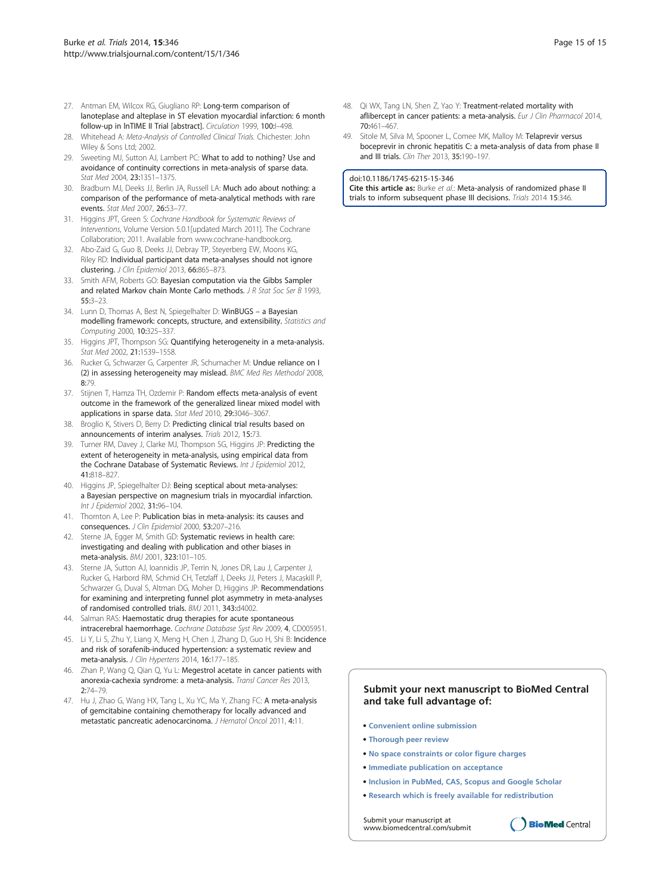27. Antman EM, Wilcox RG, Giugliano RP: **Long-term comparison of lanoteplase and alteplase in ST elevation myocardial infarction: 6 month follow-up in InTIME II Trial [abstract].** *Circulation* 1999, **100:**I–498.
28. Whitehead A: *Meta-Analysis of Controlled Clinical Trials.* Chichester: John Wiley & Sons Ltd; 2002.
29. Sweeting MJ, Sutton AJ, Lambert PC: **What to add to nothing? Use and avoidance of continuity corrections in meta-analysis of sparse data.** *Stat Med* 2004, **23:**1351–1375.
30. Bradburn MJ, Deeks JJ, Berlin JA, Russell LA: **Much ado about nothing: a comparison of the performance of meta-analytical methods with rare events.** *Stat Med* 2007, **26:**53–77.
31. Higgins JPT, Green S: *Cochrane Handbook for Systematic Reviews of Interventions*, Volume Version 5.0.1[updated March 2011]. The Cochrane Collaboration; 2011. Available from www.cochrane-handbook.org.
32. Abo-Zaid G, Guo B, Deeks JJ, Debray TP, Steyerberg EW, Moons KG, Riley RD: **Individual participant data meta-analyses should not ignore clustering.** *J Clin Epidemiol* 2013, **66:**865–873.
33. Smith AFM, Roberts GO: **Bayesian computation via the Gibbs Sampler and related Markov chain Monte Carlo methods.** *J R Stat Soc Ser B* 1993, **55:**3–23.
34. Lunn D, Thomas A, Best N, Spiegelhalter D: **WinBUGS – a Bayesian modelling framework: concepts, structure, and extensibility.** *Statistics and Computing* 2000, **10:**325–337.
35. Higgins JPT, Thompson SG: **Quantifying heterogeneity in a meta-analysis.** *Stat Med* 2002, **21:**1539–1558.
36. Rucker G, Schwarzer G, Carpenter JR, Schumacher M: **Undue reliance on I (2) in assessing heterogeneity may mislead.** *BMC Med Res Methodol* 2008, **8:**79.
37. Stijnen T, Hamza TH, Ozdemir P: **Random effects meta-analysis of event outcome in the framework of the generalized linear mixed model with applications in sparse data.** *Stat Med* 2010, **29:**3046–3067.
38. Broglio K, Stivers D, Berry D: **Predicting clinical trial results based on announcements of interim analyses.** *Trials* 2012, **15:**73.
39. Turner RM, Davey J, Clarke MJ, Thompson SG, Higgins JP: **Predicting the extent of heterogeneity in meta-analysis, using empirical data from the Cochrane Database of Systematic Reviews.** *Int J Epidemiol* 2012, **41:**818–827.
40. Higgins JP, Spiegelhalter DJ: **Being sceptical about meta-analyses: a Bayesian perspective on magnesium trials in myocardial infarction.** *Int J Epidemiol* 2002, **31:**96–104.
41. Thornton A, Lee P: **Publication bias in meta-analysis: its causes and consequences.** *J Clin Epidemiol* 2000, **53:**207–216.
42. Sterne JA, Egger M, Smith GD: **Systematic reviews in health care: investigating and dealing with publication and other biases in meta-analysis.** *BMJ* 2001, **323:**101–105.
43. Sterne JA, Sutton AJ, Ioannidis JP, Terrin N, Jones DR, Lau J, Carpenter J, Rucker G, Harbord RM, Schmid CH, Tetzlaff J, Deeks JJ, Peters J, Macaskill P, Schwarzer G, Duval S, Altman DG, Moher D, Higgins JP: **Recommendations for examining and interpreting funnel plot asymmetry in meta-analyses of randomised controlled trials.** *BMJ* 2011, **343:**d4002.
44. Salman RAS: **Haemostatic drug therapies for acute spontaneous intracerebral haemorrhage.** *Cochrane Database Syst Rev* 2009, **4**, CD005951.
45. Li Y, Li S, Zhu Y, Liang X, Meng H, Chen J, Zhang D, Guo H, Shi B: **Incidence and risk of sorafenib-induced hypertension: a systematic review and meta-analysis.** *J Clin Hypertens* 2014, **16:**177–185.
46. Zhan P, Wang Q, Qian Q, Yu L: **Megestrol acetate in cancer patients with anorexia-cachexia syndrome: a meta-analysis.** *Transl Cancer Res* 2013, **2:**74–79.
47. Hu J, Zhao G, Wang HX, Tang L, Xu YC, Ma Y, Zhang FC: **A meta-analysis of gemcitabine containing chemotherapy for locally advanced and metastatic pancreatic adenocarcinoma.** *J Hematol Oncol* 2011, **4:**11.
48. Qi WX, Tang LN, Shen Z, Yao Y: **Treatment-related mortality with aflibercept in cancer patients: a meta-analysis.** *Eur J Clin Pharmacol* 2014, **70:**461–467.
49. Sitole M, Silva M, Spooner L, Comee MK, Malloy M: **Telaprevir versus boceprevir in chronic hepatitis C: a meta-analysis of data from phase II and III trials.** *Clin Ther* 2013, **35:**190–197.

doi:10.1186/1745-6215-15-346
**Cite this article as:** Burke *et al.*: Meta-analysis of randomized phase II trials to inform subsequent phase III decisions. *Trials* 2014 **15**:346.

**Submit your next manuscript to BioMed Central and take full advantage of:**

- **Convenient online submission**
- **Thorough peer review**
- **No space constraints or color figure charges**
- **Immediate publication on acceptance**
- **Inclusion in PubMed, CAS, Scopus and Google Scholar**
- **Research which is freely available for redistribution**

Submit your manuscript at
www.biomedcentral.com/submit

BioMed Central